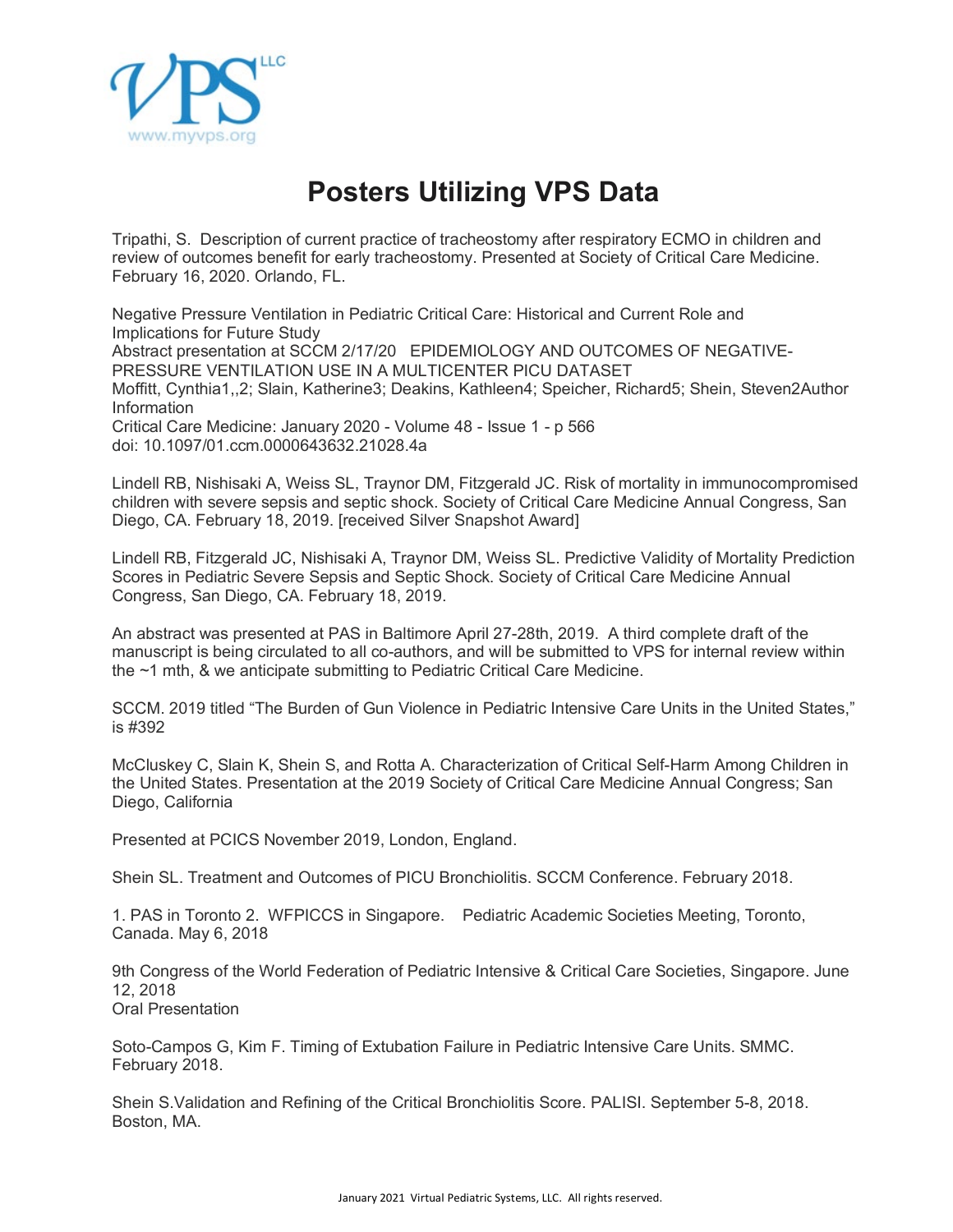# Posters Utilizing VPS Data

Tripathi, S. Description of current practice of tracheostomy after respiratory ECMO in children and review of outcomes benefit for early tracheostomy. Presented at Society of Critical Care Medicine. February 16, 2020. Orlando, FL.

Negative Pressure Ventilation in Pediatric Critical Care: Historical and Current Role and Implications for Future Study
Abstract presentation at SCCM 2/17/20 EPIDEMIOLOGY AND OUTCOMES OF NEGATIVE-PRESSURE VENTILATION USE IN A MULTICENTER PICU DATASET
Moffitt, Cynthia[1,,2]; Slain, Katherine[3]; Deakins, Kathleen[4]; Speicher, Richard[5]; Shein, Steven[2]Author Information
Critical Care Medicine: January 2020 - Volume 48 - Issue 1 - p 566
doi: 10.1097/01.ccm.0000643632.21028.4a

Lindell RB, Nishisaki A, Weiss SL, Traynor DM, Fitzgerald JC. Risk of mortality in immunocompromised children with severe sepsis and septic shock. Society of Critical Care Medicine Annual Congress, San Diego, CA. February 18, 2019. [received Silver Snapshot Award]

Lindell RB, Fitzgerald JC, Nishisaki A, Traynor DM, Weiss SL. Predictive Validity of Mortality Prediction Scores in Pediatric Severe Sepsis and Septic Shock. Society of Critical Care Medicine Annual Congress, San Diego, CA. February 18, 2019.

An abstract was presented at PAS in Baltimore April 27-28th, 2019. A third complete draft of the manuscript is being circulated to all co-authors, and will be submitted to VPS for internal review within the ~1 mth, & we anticipate submitting to Pediatric Critical Care Medicine.

SCCM. 2019 titled "The Burden of Gun Violence in Pediatric Intensive Care Units in the United States," is #392

McCluskey C, Slain K, Shein S, and Rotta A. Characterization of Critical Self-Harm Among Children in the United States. Presentation at the 2019 Society of Critical Care Medicine Annual Congress; San Diego, California

Presented at PCICS November 2019, London, England.

Shein SL. Treatment and Outcomes of PICU Bronchiolitis. SCCM Conference. February 2018.

1. PAS in Toronto 2. WFPICCS in Singapore. Pediatric Academic Societies Meeting, Toronto, Canada. May 6, 2018

9th Congress of the World Federation of Pediatric Intensive & Critical Care Societies, Singapore. June 12, 2018
Oral Presentation

Soto-Campos G, Kim F. Timing of Extubation Failure in Pediatric Intensive Care Units. SMMC. February 2018.

Shein S.Validation and Refining of the Critical Bronchiolitis Score. PALISI. September 5-8, 2018. Boston, MA.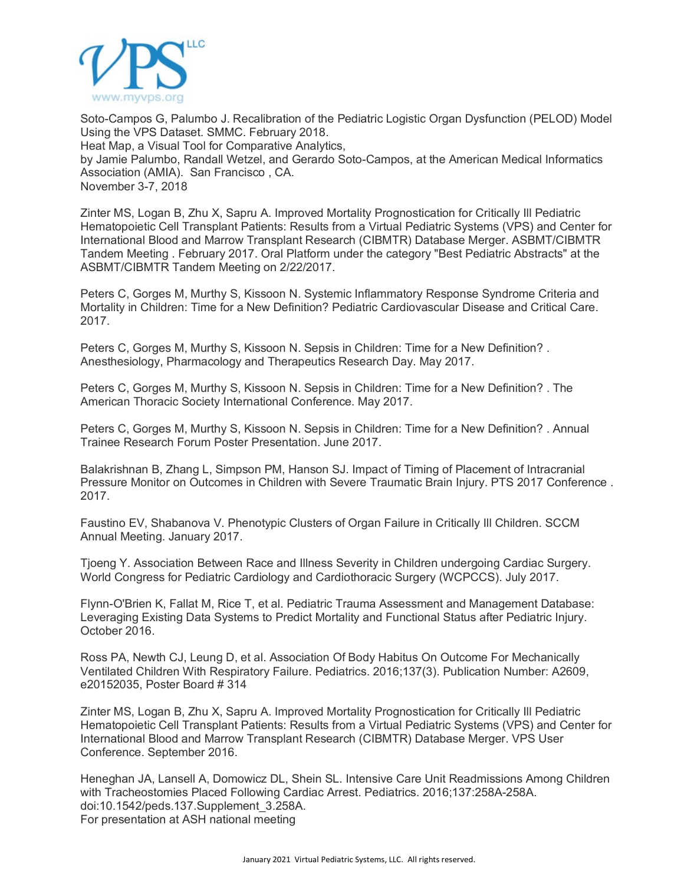Soto-Campos G, Palumbo J. Recalibration of the Pediatric Logistic Organ Dysfunction (PELOD) Model Using the VPS Dataset. SMMC. February 2018.
Heat Map, a Visual Tool for Comparative Analytics,
by Jamie Palumbo, Randall Wetzel, and Gerardo Soto-Campos, at the American Medical Informatics Association (AMIA). San Francisco , CA.
November 3-7, 2018

Zinter MS, Logan B, Zhu X, Sapru A. Improved Mortality Prognostication for Critically Ill Pediatric Hematopoietic Cell Transplant Patients: Results from a Virtual Pediatric Systems (VPS) and Center for International Blood and Marrow Transplant Research (CIBMTR) Database Merger. ASBMT/CIBMTR Tandem Meeting . February 2017. Oral Platform under the category "Best Pediatric Abstracts" at the ASBMT/CIBMTR Tandem Meeting on 2/22/2017.

Peters C, Gorges M, Murthy S, Kissoon N. Systemic Inflammatory Response Syndrome Criteria and Mortality in Children: Time for a New Definition? Pediatric Cardiovascular Disease and Critical Care. 2017.

Peters C, Gorges M, Murthy S, Kissoon N. Sepsis in Children: Time for a New Definition? . Anesthesiology, Pharmacology and Therapeutics Research Day. May 2017.

Peters C, Gorges M, Murthy S, Kissoon N. Sepsis in Children: Time for a New Definition? . The American Thoracic Society International Conference. May 2017.

Peters C, Gorges M, Murthy S, Kissoon N. Sepsis in Children: Time for a New Definition? . Annual Trainee Research Forum Poster Presentation. June 2017.

Balakrishnan B, Zhang L, Simpson PM, Hanson SJ. Impact of Timing of Placement of Intracranial Pressure Monitor on Outcomes in Children with Severe Traumatic Brain Injury. PTS 2017 Conference . 2017.

Faustino EV, Shabanova V. Phenotypic Clusters of Organ Failure in Critically Ill Children. SCCM Annual Meeting. January 2017.

Tjoeng Y. Association Between Race and Illness Severity in Children undergoing Cardiac Surgery. World Congress for Pediatric Cardiology and Cardiothoracic Surgery (WCPCCS). July 2017.

Flynn-O'Brien K, Fallat M, Rice T, et al. Pediatric Trauma Assessment and Management Database: Leveraging Existing Data Systems to Predict Mortality and Functional Status after Pediatric Injury. October 2016.

Ross PA, Newth CJ, Leung D, et al. Association Of Body Habitus On Outcome For Mechanically Ventilated Children With Respiratory Failure. Pediatrics. 2016;137(3). Publication Number: A2609, e20152035, Poster Board # 314

Zinter MS, Logan B, Zhu X, Sapru A. Improved Mortality Prognostication for Critically Ill Pediatric Hematopoietic Cell Transplant Patients: Results from a Virtual Pediatric Systems (VPS) and Center for International Blood and Marrow Transplant Research (CIBMTR) Database Merger. VPS User Conference. September 2016.

Heneghan JA, Lansell A, Domowicz DL, Shein SL. Intensive Care Unit Readmissions Among Children with Tracheostomies Placed Following Cardiac Arrest. Pediatrics. 2016;137:258A-258A. doi:10.1542/peds.137.Supplement_3.258A.
For presentation at ASH national meeting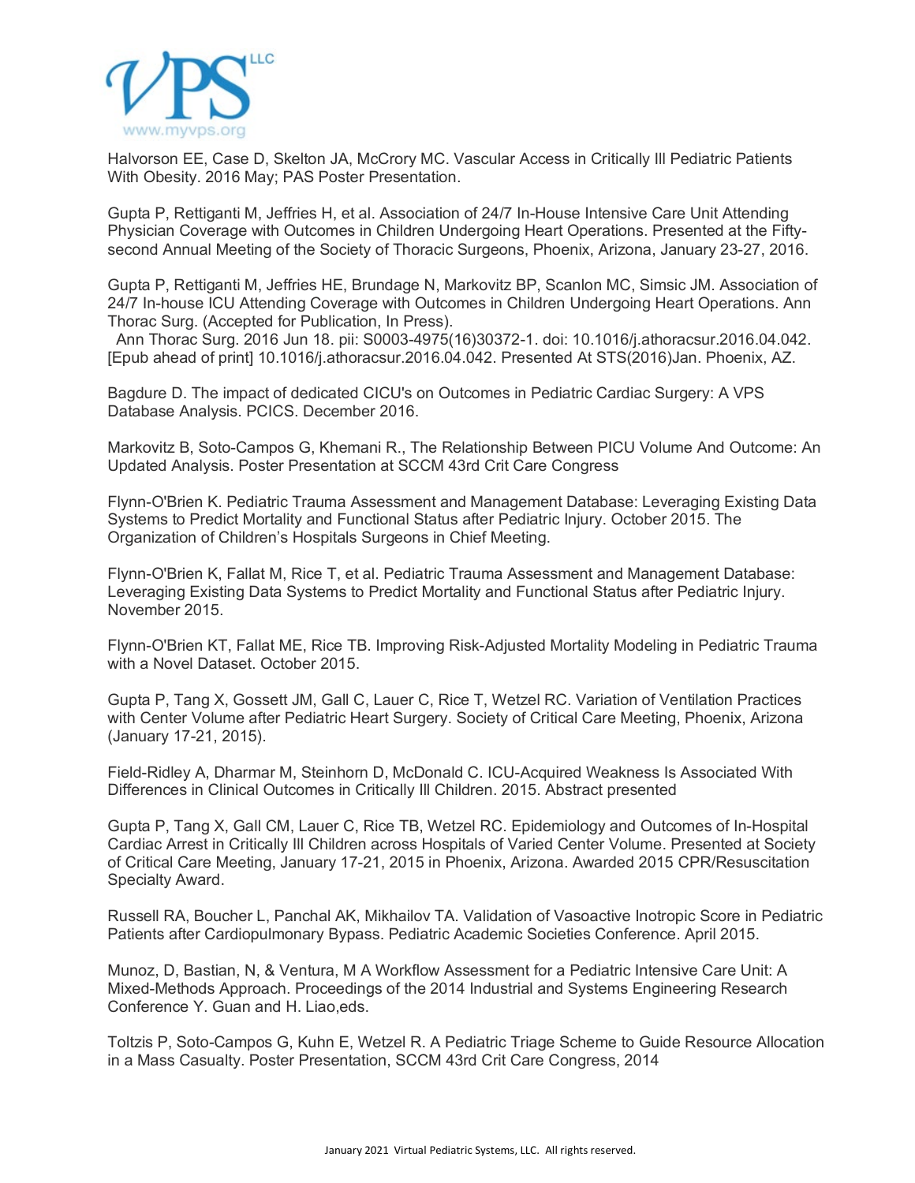Halvorson EE, Case D, Skelton JA, McCrory MC. Vascular Access in Critically Ill Pediatric Patients With Obesity. 2016 May; PAS Poster Presentation.

Gupta P, Rettiganti M, Jeffries H, et al. Association of 24/7 In-House Intensive Care Unit Attending Physician Coverage with Outcomes in Children Undergoing Heart Operations. Presented at the Fifty-second Annual Meeting of the Society of Thoracic Surgeons, Phoenix, Arizona, January 23-27, 2016.

Gupta P, Rettiganti M, Jeffries HE, Brundage N, Markovitz BP, Scanlon MC, Simsic JM. Association of 24/7 In-house ICU Attending Coverage with Outcomes in Children Undergoing Heart Operations. Ann Thorac Surg. (Accepted for Publication, In Press).
Ann Thorac Surg. 2016 Jun 18. pii: S0003-4975(16)30372-1. doi: 10.1016/j.athoracsur.2016.04.042. [Epub ahead of print] 10.1016/j.athoracsur.2016.04.042. Presented At STS(2016)Jan. Phoenix, AZ.

Bagdure D. The impact of dedicated CICU's on Outcomes in Pediatric Cardiac Surgery: A VPS Database Analysis. PCICS. December 2016.

Markovitz B, Soto-Campos G, Khemani R., The Relationship Between PICU Volume And Outcome: An Updated Analysis. Poster Presentation at SCCM 43rd Crit Care Congress

Flynn-O'Brien K. Pediatric Trauma Assessment and Management Database: Leveraging Existing Data Systems to Predict Mortality and Functional Status after Pediatric Injury. October 2015. The Organization of Children's Hospitals Surgeons in Chief Meeting.

Flynn-O'Brien K, Fallat M, Rice T, et al. Pediatric Trauma Assessment and Management Database: Leveraging Existing Data Systems to Predict Mortality and Functional Status after Pediatric Injury. November 2015.

Flynn-O'Brien KT, Fallat ME, Rice TB. Improving Risk-Adjusted Mortality Modeling in Pediatric Trauma with a Novel Dataset. October 2015.

Gupta P, Tang X, Gossett JM, Gall C, Lauer C, Rice T, Wetzel RC. Variation of Ventilation Practices with Center Volume after Pediatric Heart Surgery. Society of Critical Care Meeting, Phoenix, Arizona (January 17-21, 2015).

Field-Ridley A, Dharmar M, Steinhorn D, McDonald C. ICU-Acquired Weakness Is Associated With Differences in Clinical Outcomes in Critically Ill Children. 2015. Abstract presented

Gupta P, Tang X, Gall CM, Lauer C, Rice TB, Wetzel RC. Epidemiology and Outcomes of In-Hospital Cardiac Arrest in Critically Ill Children across Hospitals of Varied Center Volume. Presented at Society of Critical Care Meeting, January 17-21, 2015 in Phoenix, Arizona. Awarded 2015 CPR/Resuscitation Specialty Award.

Russell RA, Boucher L, Panchal AK, Mikhailov TA. Validation of Vasoactive Inotropic Score in Pediatric Patients after Cardiopulmonary Bypass. Pediatric Academic Societies Conference. April 2015.

Munoz, D, Bastian, N, & Ventura, M A Workflow Assessment for a Pediatric Intensive Care Unit: A Mixed-Methods Approach. Proceedings of the 2014 Industrial and Systems Engineering Research Conference Y. Guan and H. Liao,eds.

Toltzis P, Soto-Campos G, Kuhn E, Wetzel R. A Pediatric Triage Scheme to Guide Resource Allocation in a Mass Casualty. Poster Presentation, SCCM 43rd Crit Care Congress, 2014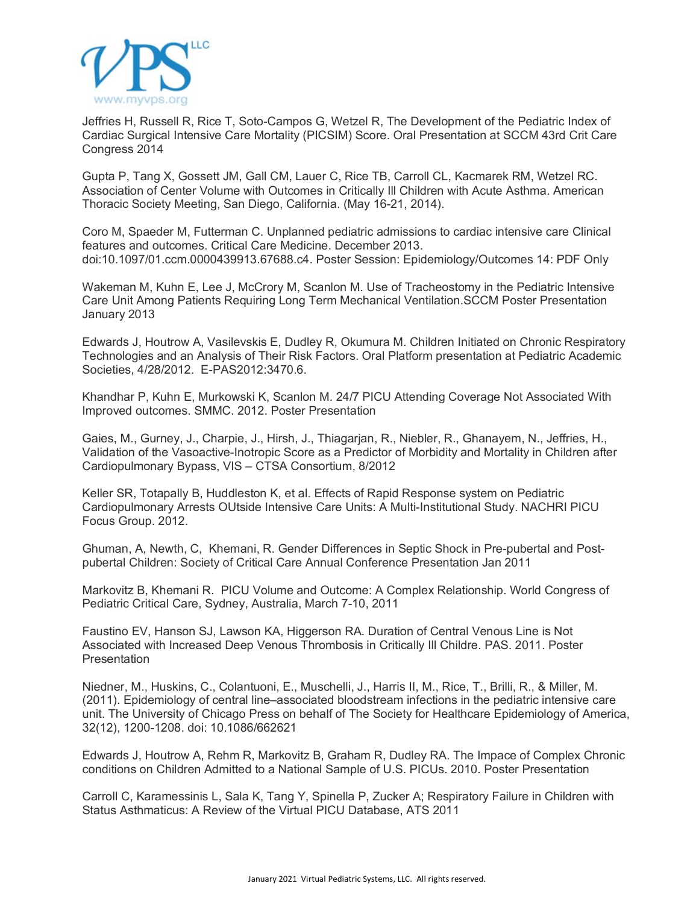Jeffries H, Russell R, Rice T, Soto-Campos G, Wetzel R, The Development of the Pediatric Index of Cardiac Surgical Intensive Care Mortality (PICSIM) Score. Oral Presentation at SCCM 43rd Crit Care Congress 2014

Gupta P, Tang X, Gossett JM, Gall CM, Lauer C, Rice TB, Carroll CL, Kacmarek RM, Wetzel RC. Association of Center Volume with Outcomes in Critically Ill Children with Acute Asthma. American Thoracic Society Meeting, San Diego, California. (May 16-21, 2014).

Coro M, Spaeder M, Futterman C. Unplanned pediatric admissions to cardiac intensive care Clinical features and outcomes. Critical Care Medicine. December 2013. doi:10.1097/01.ccm.0000439913.67688.c4. Poster Session: Epidemiology/Outcomes 14: PDF Only

Wakeman M, Kuhn E, Lee J, McCrory M, Scanlon M. Use of Tracheostomy in the Pediatric Intensive Care Unit Among Patients Requiring Long Term Mechanical Ventilation.SCCM Poster Presentation January 2013

Edwards J, Houtrow A, Vasilevskis E, Dudley R, Okumura M. Children Initiated on Chronic Respiratory Technologies and an Analysis of Their Risk Factors. Oral Platform presentation at Pediatric Academic Societies, 4/28/2012. E-PAS2012:3470.6.

Khandhar P, Kuhn E, Murkowski K, Scanlon M. 24/7 PICU Attending Coverage Not Associated With Improved outcomes. SMMC. 2012. Poster Presentation

Gaies, M., Gurney, J., Charpie, J., Hirsh, J., Thiagarjan, R., Niebler, R., Ghanayem, N., Jeffries, H., Validation of the Vasoactive-Inotropic Score as a Predictor of Morbidity and Mortality in Children after Cardiopulmonary Bypass, VIS – CTSA Consortium, 8/2012

Keller SR, Totapally B, Huddleston K, et al. Effects of Rapid Response system on Pediatric Cardiopulmonary Arrests OUtside Intensive Care Units: A Multi-Institutional Study. NACHRI PICU Focus Group. 2012.

Ghuman, A, Newth, C, Khemani, R. Gender Differences in Septic Shock in Pre-pubertal and Post-pubertal Children: Society of Critical Care Annual Conference Presentation Jan 2011

Markovitz B, Khemani R. PICU Volume and Outcome: A Complex Relationship. World Congress of Pediatric Critical Care, Sydney, Australia, March 7-10, 2011

Faustino EV, Hanson SJ, Lawson KA, Higgerson RA. Duration of Central Venous Line is Not Associated with Increased Deep Venous Thrombosis in Critically Ill Childre. PAS. 2011. Poster Presentation

Niedner, M., Huskins, C., Colantuoni, E., Muschelli, J., Harris II, M., Rice, T., Brilli, R., & Miller, M. (2011). Epidemiology of central line–associated bloodstream infections in the pediatric intensive care unit. The University of Chicago Press on behalf of The Society for Healthcare Epidemiology of America, 32(12), 1200-1208. doi: 10.1086/662621

Edwards J, Houtrow A, Rehm R, Markovitz B, Graham R, Dudley RA. The Impace of Complex Chronic conditions on Children Admitted to a National Sample of U.S. PICUs. 2010. Poster Presentation

Carroll C, Karamessinis L, Sala K, Tang Y, Spinella P, Zucker A; Respiratory Failure in Children with Status Asthmaticus: A Review of the Virtual PICU Database, ATS 2011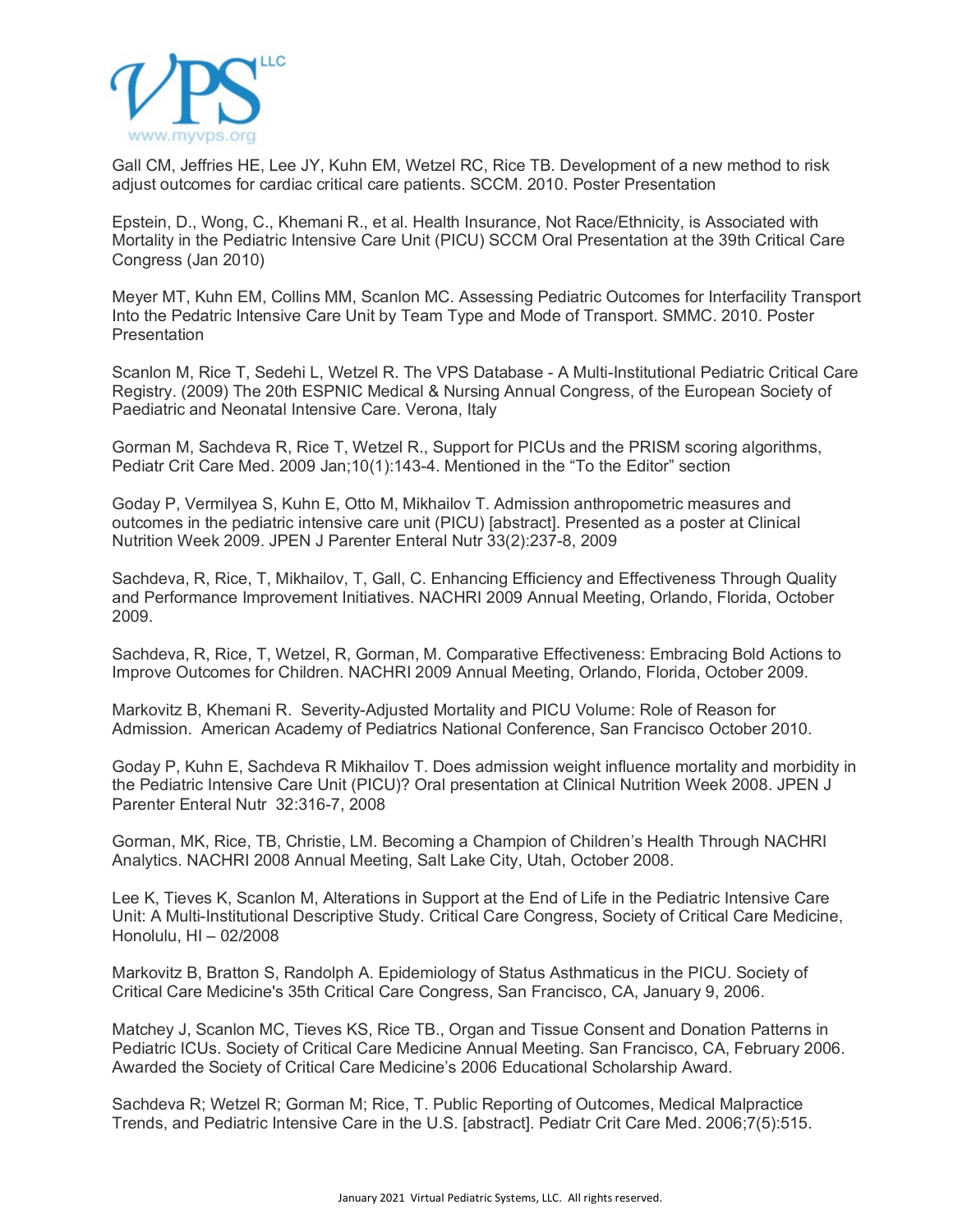Gall CM, Jeffries HE, Lee JY, Kuhn EM, Wetzel RC, Rice TB. Development of a new method to risk adjust outcomes for cardiac critical care patients. SCCM. 2010. Poster Presentation

Epstein, D., Wong, C., Khemani R., et al. Health Insurance, Not Race/Ethnicity, is Associated with Mortality in the Pediatric Intensive Care Unit (PICU) SCCM Oral Presentation at the 39th Critical Care Congress (Jan 2010)

Meyer MT, Kuhn EM, Collins MM, Scanlon MC. Assessing Pediatric Outcomes for Interfacility Transport Into the Pedatric Intensive Care Unit by Team Type and Mode of Transport. SMMC. 2010. Poster Presentation

Scanlon M, Rice T, Sedehi L, Wetzel R. The VPS Database - A Multi-Institutional Pediatric Critical Care Registry. (2009) The 20th ESPNIC Medical & Nursing Annual Congress, of the European Society of Paediatric and Neonatal Intensive Care. Verona, Italy

Gorman M, Sachdeva R, Rice T, Wetzel R., Support for PICUs and the PRISM scoring algorithms, Pediatr Crit Care Med. 2009 Jan;10(1):143-4. Mentioned in the "To the Editor" section

Goday P, Vermilyea S, Kuhn E, Otto M, Mikhailov T. Admission anthropometric measures and outcomes in the pediatric intensive care unit (PICU) [abstract]. Presented as a poster at Clinical Nutrition Week 2009. JPEN J Parenter Enteral Nutr 33(2):237-8, 2009

Sachdeva, R, Rice, T, Mikhailov, T, Gall, C. Enhancing Efficiency and Effectiveness Through Quality and Performance Improvement Initiatives. NACHRI 2009 Annual Meeting, Orlando, Florida, October 2009.

Sachdeva, R, Rice, T, Wetzel, R, Gorman, M. Comparative Effectiveness: Embracing Bold Actions to Improve Outcomes for Children. NACHRI 2009 Annual Meeting, Orlando, Florida, October 2009.

Markovitz B, Khemani R. Severity-Adjusted Mortality and PICU Volume: Role of Reason for Admission. American Academy of Pediatrics National Conference, San Francisco October 2010.

Goday P, Kuhn E, Sachdeva R Mikhailov T. Does admission weight influence mortality and morbidity in the Pediatric Intensive Care Unit (PICU)? Oral presentation at Clinical Nutrition Week 2008. JPEN J Parenter Enteral Nutr 32:316-7, 2008

Gorman, MK, Rice, TB, Christie, LM. Becoming a Champion of Children's Health Through NACHRI Analytics. NACHRI 2008 Annual Meeting, Salt Lake City, Utah, October 2008.

Lee K, Tieves K, Scanlon M, Alterations in Support at the End of Life in the Pediatric Intensive Care Unit: A Multi-Institutional Descriptive Study. Critical Care Congress, Society of Critical Care Medicine, Honolulu, HI – 02/2008

Markovitz B, Bratton S, Randolph A. Epidemiology of Status Asthmaticus in the PICU. Society of Critical Care Medicine's 35th Critical Care Congress, San Francisco, CA, January 9, 2006.

Matchey J, Scanlon MC, Tieves KS, Rice TB., Organ and Tissue Consent and Donation Patterns in Pediatric ICUs. Society of Critical Care Medicine Annual Meeting. San Francisco, CA, February 2006. Awarded the Society of Critical Care Medicine's 2006 Educational Scholarship Award.

Sachdeva R; Wetzel R; Gorman M; Rice, T. Public Reporting of Outcomes, Medical Malpractice Trends, and Pediatric Intensive Care in the U.S. [abstract]. Pediatr Crit Care Med. 2006;7(5):515.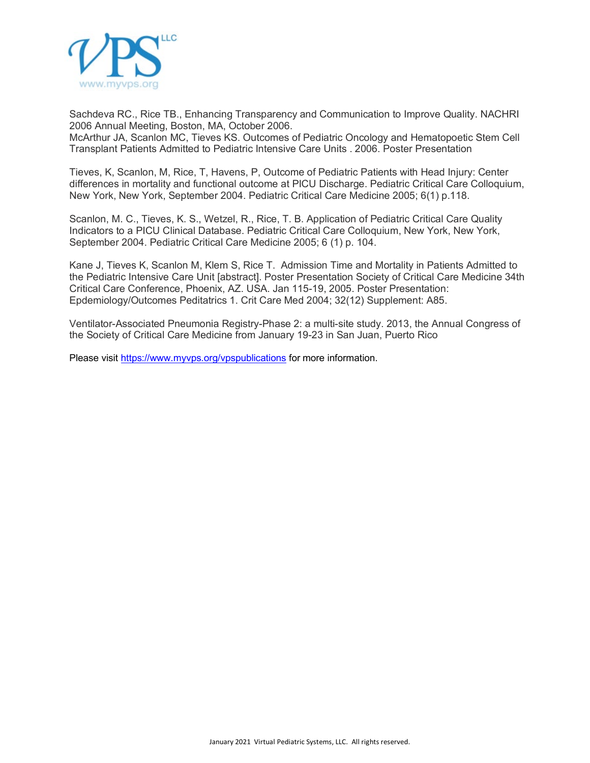Sachdeva RC., Rice TB., Enhancing Transparency and Communication to Improve Quality. NACHRI 2006 Annual Meeting, Boston, MA, October 2006.
McArthur JA, Scanlon MC, Tieves KS. Outcomes of Pediatric Oncology and Hematopoetic Stem Cell Transplant Patients Admitted to Pediatric Intensive Care Units . 2006. Poster Presentation

Tieves, K, Scanlon, M, Rice, T, Havens, P, Outcome of Pediatric Patients with Head Injury: Center differences in mortality and functional outcome at PICU Discharge. Pediatric Critical Care Colloquium, New York, New York, September 2004. Pediatric Critical Care Medicine 2005; 6(1) p.118.

Scanlon, M. C., Tieves, K. S., Wetzel, R., Rice, T. B. Application of Pediatric Critical Care Quality Indicators to a PICU Clinical Database. Pediatric Critical Care Colloquium, New York, New York, September 2004. Pediatric Critical Care Medicine 2005; 6 (1) p. 104.

Kane J, Tieves K, Scanlon M, Klem S, Rice T. Admission Time and Mortality in Patients Admitted to the Pediatric Intensive Care Unit [abstract]. Poster Presentation Society of Critical Care Medicine 34th Critical Care Conference, Phoenix, AZ. USA. Jan 115-19, 2005. Poster Presentation: Epdemiology/Outcomes Peditatrics 1. Crit Care Med 2004; 32(12) Supplement: A85.

Ventilator-Associated Pneumonia Registry-Phase 2: a multi-site study. 2013, the Annual Congress of the Society of Critical Care Medicine from January 19-23 in San Juan, Puerto Rico

Please visit https://www.myvps.org/vpspublications for more information.